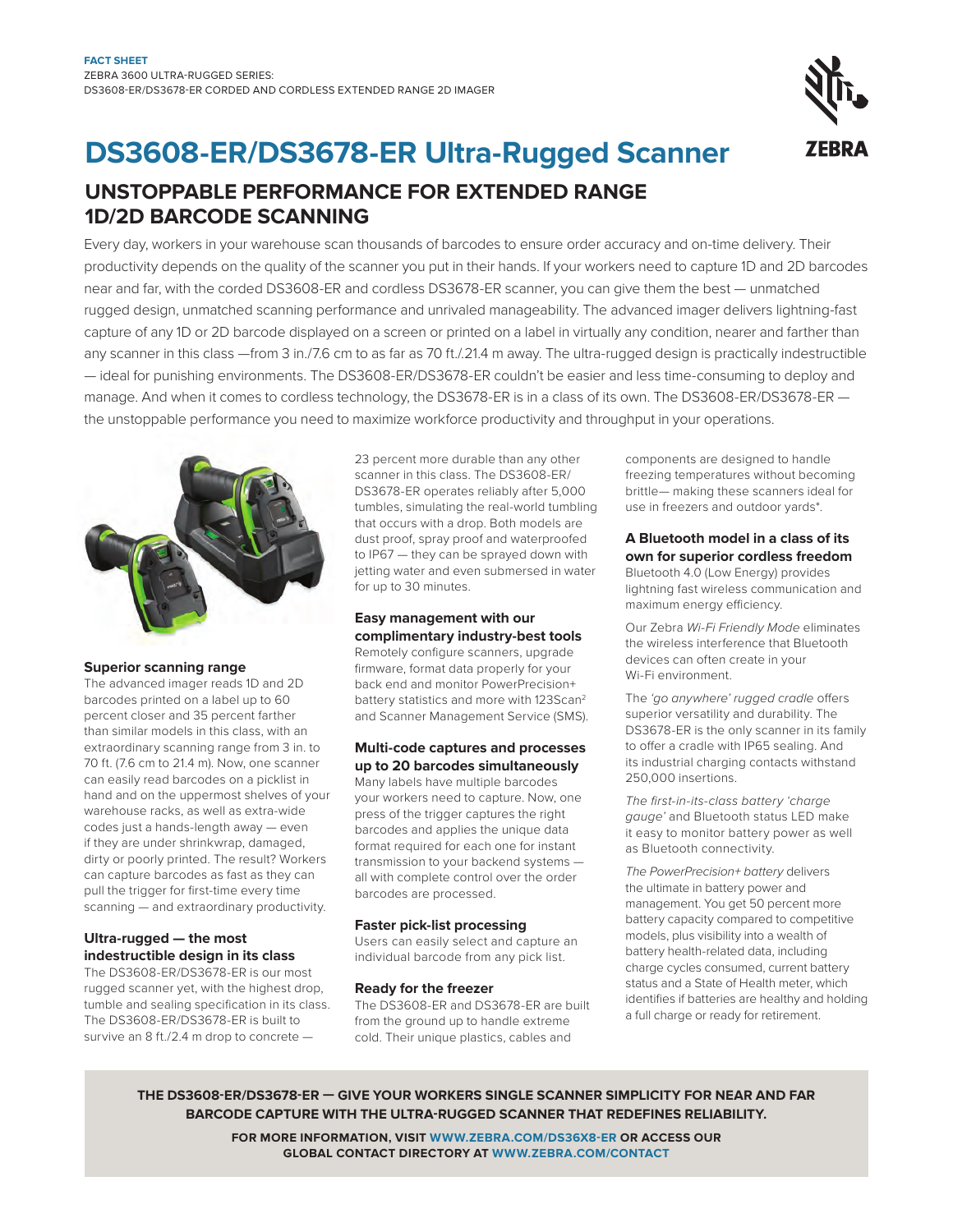FACT SHEET
ZEBRA 3600 ULTRA-RUGGED SERIES:
DS3608-ER/DS3678-ER CORDED AND CORDLESS EXTENDED RANGE 2D IMAGER

# DS3608-ER/DS3678-ER Ultra-Rugged Scanner

## UNSTOPPABLE PERFORMANCE FOR EXTENDED RANGE 1D/2D BARCODE SCANNING

Every day, workers in your warehouse scan thousands of barcodes to ensure order accuracy and on-time delivery. Their productivity depends on the quality of the scanner you put in their hands. If your workers need to capture 1D and 2D barcodes near and far, with the corded DS3608-ER and cordless DS3678-ER scanner, you can give them the best — unmatched rugged design, unmatched scanning performance and unrivaled manageability. The advanced imager delivers lightning-fast capture of any 1D or 2D barcode displayed on a screen or printed on a label in virtually any condition, nearer and farther than any scanner in this class —from 3 in./7.6 cm to as far as 70 ft./21.4 m away. The ultra-rugged design is practically indestructible — ideal for punishing environments. The DS3608-ER/DS3678-ER couldn't be easier and less time-consuming to deploy and manage. And when it comes to cordless technology, the DS3678-ER is in a class of its own. The DS3608-ER/DS3678-ER — the unstoppable performance you need to maximize workforce productivity and throughput in your operations.

### Superior scanning range

The advanced imager reads 1D and 2D barcodes printed on a label up to 60 percent closer and 35 percent farther than similar models in this class, with an extraordinary scanning range from 3 in. to 70 ft. (7.6 cm to 21.4 m). Now, one scanner can easily read barcodes on a picklist in hand and on the uppermost shelves of your warehouse racks, as well as extra-wide codes just a hands-length away — even if they are under shrinkwrap, damaged, dirty or poorly printed. The result? Workers can capture barcodes as fast as they can pull the trigger for first-time every time scanning — and extraordinary productivity.

### Ultra-rugged — the most indestructible design in its class

The DS3608-ER/DS3678-ER is our most rugged scanner yet, with the highest drop, tumble and sealing specification in its class. The DS3608-ER/DS3678-ER is built to survive an 8 ft./2.4 m drop to concrete — 23 percent more durable than any other scanner in this class. The DS3608-ER/DS3678-ER operates reliably after 5,000 tumbles, simulating the real-world tumbling that occurs with a drop. Both models are dust proof, spray proof and waterproofed to IP67 — they can be sprayed down with jetting water and even submersed in water for up to 30 minutes.

### Easy management with our complimentary industry-best tools

Remotely configure scanners, upgrade firmware, format data properly for your back end and monitor PowerPrecision+ battery statistics and more with 123Scan[2] and Scanner Management Service (SMS).

### Multi-code captures and processes up to 20 barcodes simultaneously

Many labels have multiple barcodes your workers need to capture. Now, one press of the trigger captures the right barcodes and applies the unique data format required for each one for instant transmission to your backend systems — all with complete control over the order barcodes are processed.

### Faster pick-list processing

Users can easily select and capture an individual barcode from any pick list.

### Ready for the freezer

The DS3608-ER and DS3678-ER are built from the ground up to handle extreme cold. Their unique plastics, cables and components are designed to handle freezing temperatures without becoming brittle— making these scanners ideal for use in freezers and outdoor yards*.

### A Bluetooth model in a class of its own for superior cordless freedom

Bluetooth 4.0 (Low Energy) provides lightning fast wireless communication and maximum energy efficiency.

Our Zebra *Wi-Fi Friendly Mode* eliminates the wireless interference that Bluetooth devices can often create in your Wi-Fi environment.

The *'go anywhere' rugged cradle* offers superior versatility and durability. The DS3678-ER is the only scanner in its family to offer a cradle with IP65 sealing. And its industrial charging contacts withstand 250,000 insertions.

*The first-in-its-class battery 'charge gauge'* and Bluetooth status LED make it easy to monitor battery power as well as Bluetooth connectivity.

*The PowerPrecision+ battery* delivers the ultimate in battery power and management. You get 50 percent more battery capacity compared to competitive models, plus visibility into a wealth of battery health-related data, including charge cycles consumed, current battery status and a State of Health meter, which identifies if batteries are healthy and holding a full charge or ready for retirement.

**THE DS3608-ER/DS3678-ER — GIVE YOUR WORKERS SINGLE SCANNER SIMPLICITY FOR NEAR AND FAR BARCODE CAPTURE WITH THE ULTRA-RUGGED SCANNER THAT REDEFINES RELIABILITY.**

**FOR MORE INFORMATION, VISIT WWW.ZEBRA.COM/DS36X8-ER OR ACCESS OUR GLOBAL CONTACT DIRECTORY AT WWW.ZEBRA.COM/CONTACT**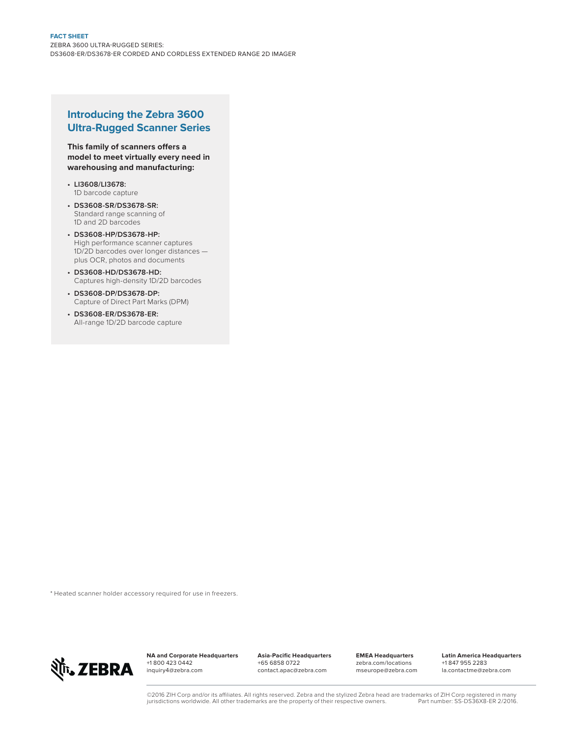## Introducing the Zebra 3600 Ultra-Rugged Scanner Series

**This family of scanners offers a model to meet virtually every need in warehousing and manufacturing:**

- **LI3608/LI3678:** 1D barcode capture
- **DS3608-SR/DS3678-SR:** Standard range scanning of 1D and 2D barcodes
- **DS3608-HP/DS3678-HP:** High performance scanner captures 1D/2D barcodes over longer distances — plus OCR, photos and documents
- **DS3608-HD/DS3678-HD:** Captures high-density 1D/2D barcodes
- **DS3608-DP/DS3678-DP:** Capture of Direct Part Marks (DPM)
- **DS3608-ER/DS3678-ER:** All-range 1D/2D barcode capture

* Heated scanner holder accessory required for use in freezers.

**NA and Corporate Headquarters**
+1 800 423 0442
inquiry4@zebra.com

**Asia-Pacific Headquarters**
+65 6858 0722
contact.apac@zebra.com

**EMEA Headquarters**
zebra.com/locations
mseurope@zebra.com

**Latin America Headquarters**
+1 847 955 2283
la.contactme@zebra.com

©2016 ZIH Corp and/or its affiliates. All rights reserved. Zebra and the stylized Zebra head are trademarks of ZIH Corp registered in many jurisdictions worldwide. All other trademarks are the property of their respective owners. Part number: SS-DS36X8-ER 2/2016.